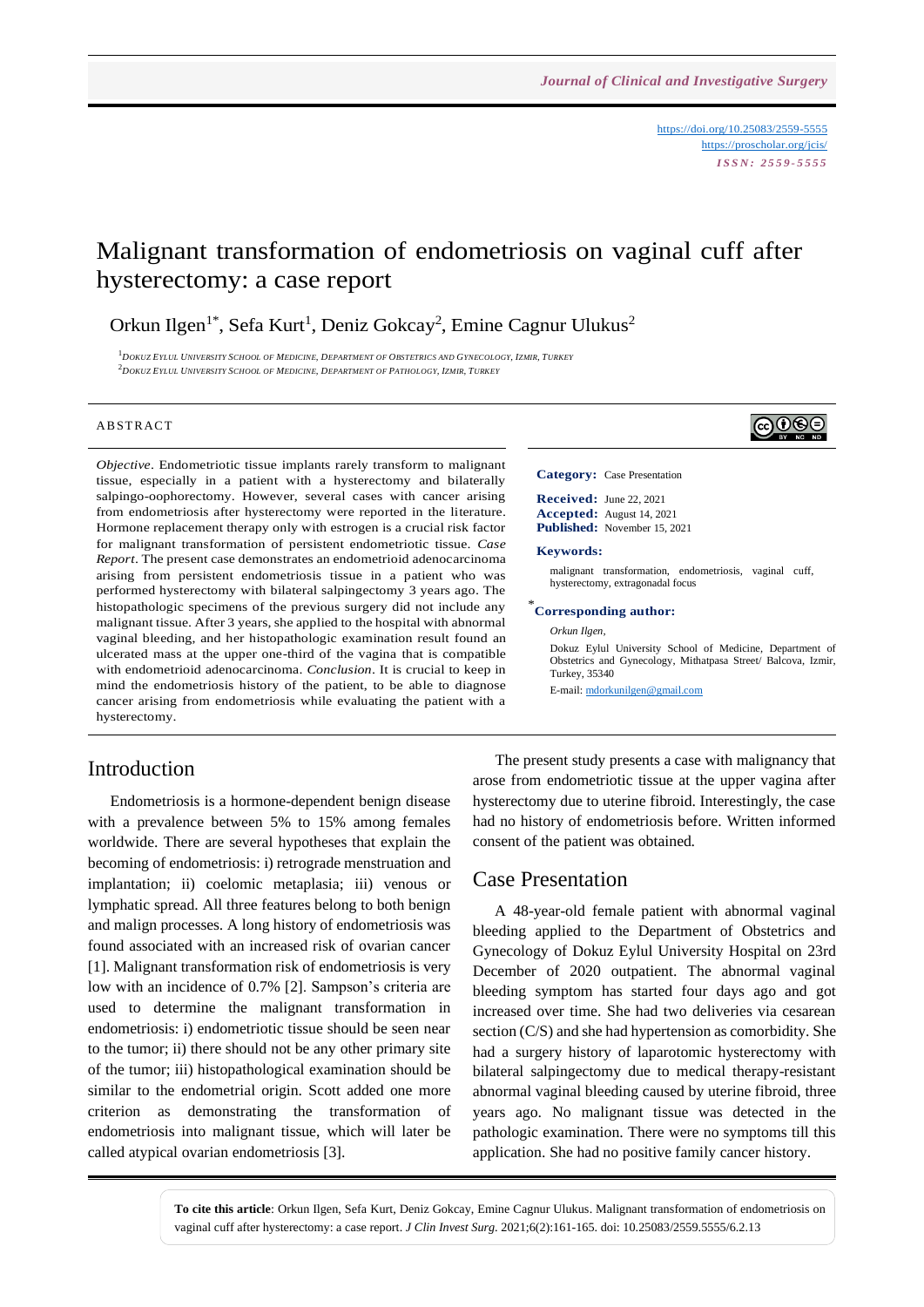https://doi.org/10.25083/2559-5555
https://proscholar.org/jcis/
*ISSN: 2559-5555*

# Malignant transformation of endometriosis on vaginal cuff after hysterectomy: a case report

Orkun Ilgen[1*], Sefa Kurt[1], Deniz Gokcay[2], Emine Cagnur Ulukus[2]

[1]Dokuz Eylul University School of Medicine, Department of Obstetrics and Gynecology, Izmir, Turkey
[2]Dokuz Eylul University School of Medicine, Department of Pathology, Izmir, Turkey

## ABSTRACT

*Objective*. Endometriotic tissue implants rarely transform to malignant tissue, especially in a patient with a hysterectomy and bilaterally salpingo-oophorectomy. However, several cases with cancer arising from endometriosis after hysterectomy were reported in the literature. Hormone replacement therapy only with estrogen is a crucial risk factor for malignant transformation of persistent endometriotic tissue. *Case Report*. The present case demonstrates an endometrioid adenocarcinoma arising from persistent endometriosis tissue in a patient who was performed hysterectomy with bilateral salpingectomy 3 years ago. The histopathologic specimens of the previous surgery did not include any malignant tissue. After 3 years, she applied to the hospital with abnormal vaginal bleeding, and her histopathologic examination result found an ulcerated mass at the upper one-third of the vagina that is compatible with endometrioid adenocarcinoma. *Conclusion*. It is crucial to keep in mind the endometriosis history of the patient, to be able to diagnose cancer arising from endometriosis while evaluating the patient with a hysterectomy.

**Category:** Case Presentation

**Received:** June 22, 2021
**Accepted:** August 14, 2021
**Published:** November 15, 2021

**Keywords:**

malignant transformation, endometriosis, vaginal cuff, hysterectomy, extragonadal focus

**\*Corresponding author:**

*Orkun Ilgen,*

Dokuz Eylul University School of Medicine, Department of Obstetrics and Gynecology, Mithatpasa Street/ Balcova, Izmir, Turkey, 35340

E-mail: mdorkunilgen@gmail.com

## Introduction

Endometriosis is a hormone-dependent benign disease with a prevalence between 5% to 15% among females worldwide. There are several hypotheses that explain the becoming of endometriosis: i) retrograde menstruation and implantation; ii) coelomic metaplasia; iii) venous or lymphatic spread. All three features belong to both benign and malign processes. A long history of endometriosis was found associated with an increased risk of ovarian cancer [1]. Malignant transformation risk of endometriosis is very low with an incidence of 0.7% [2]. Sampson's criteria are used to determine the malignant transformation in endometriosis: i) endometriotic tissue should be seen near to the tumor; ii) there should not be any other primary site of the tumor; iii) histopathological examination should be similar to the endometrial origin. Scott added one more criterion as demonstrating the transformation of endometriosis into malignant tissue, which will later be called atypical ovarian endometriosis [3].

The present study presents a case with malignancy that arose from endometriotic tissue at the upper vagina after hysterectomy due to uterine fibroid. Interestingly, the case had no history of endometriosis before. Written informed consent of the patient was obtained.

## Case Presentation

A 48-year-old female patient with abnormal vaginal bleeding applied to the Department of Obstetrics and Gynecology of Dokuz Eylul University Hospital on 23rd December of 2020 outpatient. The abnormal vaginal bleeding symptom has started four days ago and got increased over time. She had two deliveries via cesarean section (C/S) and she had hypertension as comorbidity. She had a surgery history of laparotomic hysterectomy with bilateral salpingectomy due to medical therapy-resistant abnormal vaginal bleeding caused by uterine fibroid, three years ago. No malignant tissue was detected in the pathologic examination. There were no symptoms till this application. She had no positive family cancer history.

**To cite this article**: Orkun Ilgen, Sefa Kurt, Deniz Gokcay, Emine Cagnur Ulukus. Malignant transformation of endometriosis on vaginal cuff after hysterectomy: a case report. *J Clin Invest Surg*. 2021;6(2):161-165. doi: 10.25083/2559.5555/6.2.13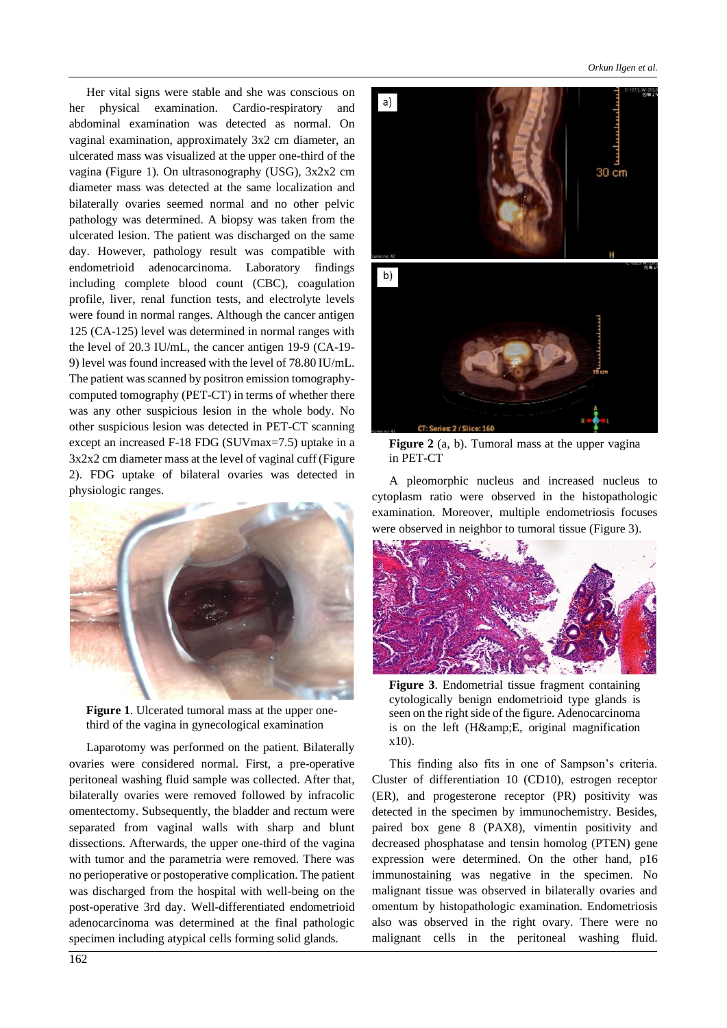Her vital signs were stable and she was conscious on her physical examination. Cardio-respiratory and abdominal examination was detected as normal. On vaginal examination, approximately 3x2 cm diameter, an ulcerated mass was visualized at the upper one-third of the vagina (Figure 1). On ultrasonography (USG), 3x2x2 cm diameter mass was detected at the same localization and bilaterally ovaries seemed normal and no other pelvic pathology was determined. A biopsy was taken from the ulcerated lesion. The patient was discharged on the same day. However, pathology result was compatible with endometrioid adenocarcinoma. Laboratory findings including complete blood count (CBC), coagulation profile, liver, renal function tests, and electrolyte levels were found in normal ranges. Although the cancer antigen 125 (CA-125) level was determined in normal ranges with the level of 20.3 IU/mL, the cancer antigen 19-9 (CA-19-9) level was found increased with the level of 78.80 IU/mL. The patient was scanned by positron emission tomography-computed tomography (PET-CT) in terms of whether there was any other suspicious lesion in the whole body. No other suspicious lesion was detected in PET-CT scanning except an increased F-18 FDG (SUVmax=7.5) uptake in a 3x2x2 cm diameter mass at the level of vaginal cuff (Figure 2). FDG uptake of bilateral ovaries was detected in physiologic ranges.

**Figure 1**. Ulcerated tumoral mass at the upper one-third of the vagina in gynecological examination

Laparotomy was performed on the patient. Bilaterally ovaries were considered normal. First, a pre-operative peritoneal washing fluid sample was collected. After that, bilaterally ovaries were removed followed by infracolic omentectomy. Subsequently, the bladder and rectum were separated from vaginal walls with sharp and blunt dissections. Afterwards, the upper one-third of the vagina with tumor and the parametria were removed. There was no perioperative or postoperative complication. The patient was discharged from the hospital with well-being on the post-operative 3rd day. Well-differentiated endometrioid adenocarcinoma was determined at the final pathologic specimen including atypical cells forming solid glands.

**Figure 2** (a, b). Tumoral mass at the upper vagina in PET-CT

A pleomorphic nucleus and increased nucleus to cytoplasm ratio were observed in the histopathologic examination. Moreover, multiple endometriosis focuses were observed in neighbor to tumoral tissue (Figure 3).

**Figure 3**. Endometrial tissue fragment containing cytologically benign endometrioid type glands is seen on the right side of the figure. Adenocarcinoma is on the left (H&amp;E, original magnification x10).

This finding also fits in one of Sampson's criteria. Cluster of differentiation 10 (CD10), estrogen receptor (ER), and progesterone receptor (PR) positivity was detected in the specimen by immunochemistry. Besides, paired box gene 8 (PAX8), vimentin positivity and decreased phosphatase and tensin homolog (PTEN) gene expression were determined. On the other hand, p16 immunostaining was negative in the specimen. No malignant tissue was observed in bilaterally ovaries and omentum by histopathologic examination. Endometriosis also was observed in the right ovary. There were no malignant cells in the peritoneal washing fluid.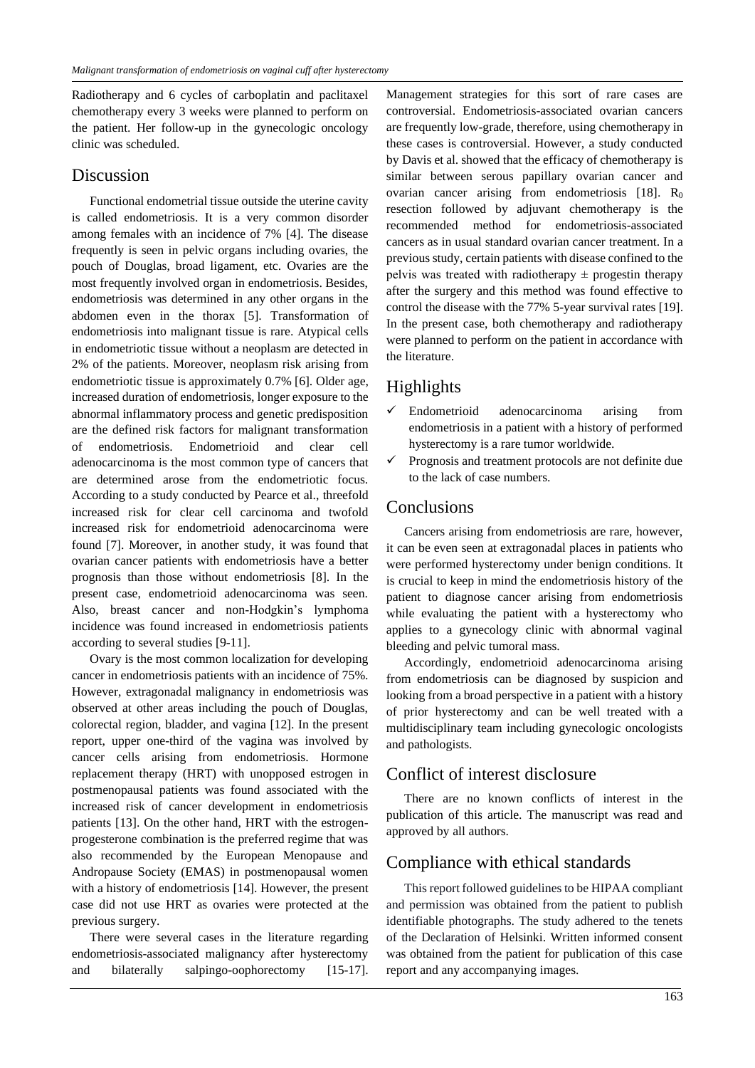Radiotherapy and 6 cycles of carboplatin and paclitaxel chemotherapy every 3 weeks were planned to perform on the patient. Her follow-up in the gynecologic oncology clinic was scheduled.

## Discussion

Functional endometrial tissue outside the uterine cavity is called endometriosis. It is a very common disorder among females with an incidence of 7% [4]. The disease frequently is seen in pelvic organs including ovaries, the pouch of Douglas, broad ligament, etc. Ovaries are the most frequently involved organ in endometriosis. Besides, endometriosis was determined in any other organs in the abdomen even in the thorax [5]. Transformation of endometriosis into malignant tissue is rare. Atypical cells in endometriotic tissue without a neoplasm are detected in 2% of the patients. Moreover, neoplasm risk arising from endometriotic tissue is approximately 0.7% [6]. Older age, increased duration of endometriosis, longer exposure to the abnormal inflammatory process and genetic predisposition are the defined risk factors for malignant transformation of endometriosis. Endometrioid and clear cell adenocarcinoma is the most common type of cancers that are determined arose from the endometriotic focus. According to a study conducted by Pearce et al., threefold increased risk for clear cell carcinoma and twofold increased risk for endometrioid adenocarcinoma were found [7]. Moreover, in another study, it was found that ovarian cancer patients with endometriosis have a better prognosis than those without endometriosis [8]. In the present case, endometrioid adenocarcinoma was seen. Also, breast cancer and non-Hodgkin's lymphoma incidence was found increased in endometriosis patients according to several studies [9-11].

Ovary is the most common localization for developing cancer in endometriosis patients with an incidence of 75%. However, extragonadal malignancy in endometriosis was observed at other areas including the pouch of Douglas, colorectal region, bladder, and vagina [12]. In the present report, upper one-third of the vagina was involved by cancer cells arising from endometriosis. Hormone replacement therapy (HRT) with unopposed estrogen in postmenopausal patients was found associated with the increased risk of cancer development in endometriosis patients [13]. On the other hand, HRT with the estrogen-progesterone combination is the preferred regime that was also recommended by the European Menopause and Andropause Society (EMAS) in postmenopausal women with a history of endometriosis [14]. However, the present case did not use HRT as ovaries were protected at the previous surgery.

There were several cases in the literature regarding endometriosis-associated malignancy after hysterectomy and bilaterally salpingo-oophorectomy [15-17]. Management strategies for this sort of rare cases are controversial. Endometriosis-associated ovarian cancers are frequently low-grade, therefore, using chemotherapy in these cases is controversial. However, a study conducted by Davis et al. showed that the efficacy of chemotherapy is similar between serous papillary ovarian cancer and ovarian cancer arising from endometriosis [18]. $R_0$ resection followed by adjuvant chemotherapy is the recommended method for endometriosis-associated cancers as in usual standard ovarian cancer treatment. In a previous study, certain patients with disease confined to the pelvis was treated with radiotherapy ± progestin therapy after the surgery and this method was found effective to control the disease with the 77% 5-year survival rates [19]. In the present case, both chemotherapy and radiotherapy were planned to perform on the patient in accordance with the literature.

## Highlights

- ✓ Endometrioid adenocarcinoma arising from endometriosis in a patient with a history of performed hysterectomy is a rare tumor worldwide.
- ✓ Prognosis and treatment protocols are not definite due to the lack of case numbers.

## Conclusions

Cancers arising from endometriosis are rare, however, it can be even seen at extragonadal places in patients who were performed hysterectomy under benign conditions. It is crucial to keep in mind the endometriosis history of the patient to diagnose cancer arising from endometriosis while evaluating the patient with a hysterectomy who applies to a gynecology clinic with abnormal vaginal bleeding and pelvic tumoral mass.

Accordingly, endometrioid adenocarcinoma arising from endometriosis can be diagnosed by suspicion and looking from a broad perspective in a patient with a history of prior hysterectomy and can be well treated with a multidisciplinary team including gynecologic oncologists and pathologists.

## Conflict of interest disclosure

There are no known conflicts of interest in the publication of this article. The manuscript was read and approved by all authors.

## Compliance with ethical standards

This report followed guidelines to be HIPAA compliant and permission was obtained from the patient to publish identifiable photographs. The study adhered to the tenets of the Declaration of Helsinki. Written informed consent was obtained from the patient for publication of this case report and any accompanying images.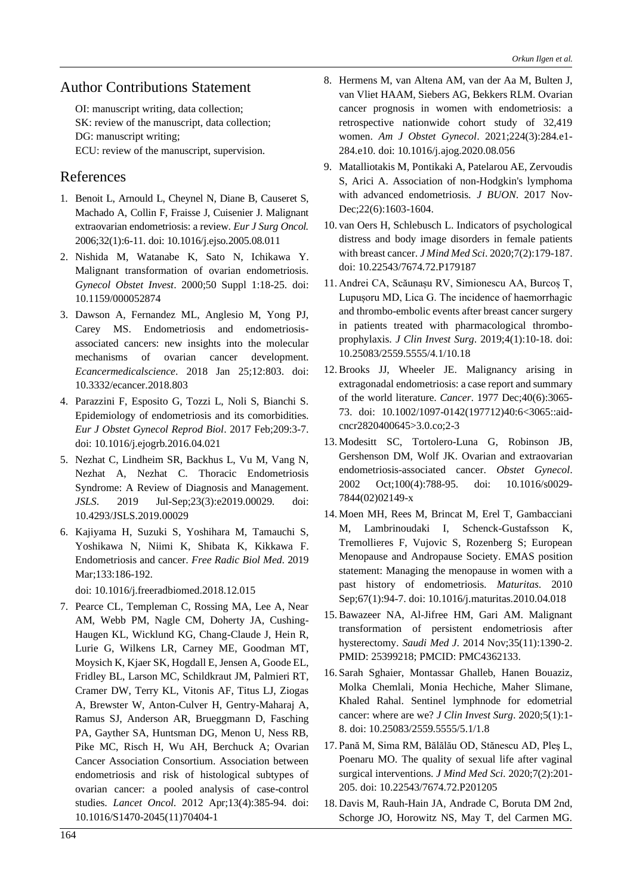## Author Contributions Statement

OI: manuscript writing, data collection;
SK: review of the manuscript, data collection;
DG: manuscript writing;
ECU: review of the manuscript, supervision.

## References

1. Benoit L, Arnould L, Cheynel N, Diane B, Causeret S, Machado A, Collin F, Fraisse J, Cuisenier J. Malignant extraovarian endometriosis: a review. *Eur J Surg Oncol.* 2006;32(1):6-11. doi: 10.1016/j.ejso.2005.08.011
2. Nishida M, Watanabe K, Sato N, Ichikawa Y. Malignant transformation of ovarian endometriosis. *Gynecol Obstet Invest*. 2000;50 Suppl 1:18-25. doi: 10.1159/000052874
3. Dawson A, Fernandez ML, Anglesio M, Yong PJ, Carey MS. Endometriosis and endometriosis-associated cancers: new insights into the molecular mechanisms of ovarian cancer development. *Ecancermedicalscience*. 2018 Jan 25;12:803. doi: 10.3332/ecancer.2018.803
4. Parazzini F, Esposito G, Tozzi L, Noli S, Bianchi S. Epidemiology of endometriosis and its comorbidities. *Eur J Obstet Gynecol Reprod Biol*. 2017 Feb;209:3-7. doi: 10.1016/j.ejogrb.2016.04.021
5. Nezhat C, Lindheim SR, Backhus L, Vu M, Vang N, Nezhat A, Nezhat C. Thoracic Endometriosis Syndrome: A Review of Diagnosis and Management. *JSLS*. 2019 Jul-Sep;23(3):e2019.00029. doi: 10.4293/JSLS.2019.00029
6. Kajiyama H, Suzuki S, Yoshihara M, Tamauchi S, Yoshikawa N, Niimi K, Shibata K, Kikkawa F. Endometriosis and cancer. *Free Radic Biol Med*. 2019 Mar;133:186-192.

   doi: 10.1016/j.freeradbiomed.2018.12.015
7. Pearce CL, Templeman C, Rossing MA, Lee A, Near AM, Webb PM, Nagle CM, Doherty JA, Cushing-Haugen KL, Wicklund KG, Chang-Claude J, Hein R, Lurie G, Wilkens LR, Carney ME, Goodman MT, Moysich K, Kjaer SK, Hogdall E, Jensen A, Goode EL, Fridley BL, Larson MC, Schildkraut JM, Palmieri RT, Cramer DW, Terry KL, Vitonis AF, Titus LJ, Ziogas A, Brewster W, Anton-Culver H, Gentry-Maharaj A, Ramus SJ, Anderson AR, Brueggmann D, Fasching PA, Gayther SA, Huntsman DG, Menon U, Ness RB, Pike MC, Risch H, Wu AH, Berchuck A; Ovarian Cancer Association Consortium. Association between endometriosis and risk of histological subtypes of ovarian cancer: a pooled analysis of case-control studies. *Lancet Oncol.* 2012 Apr;13(4):385-94. doi: 10.1016/S1470-2045(11)70404-1
8. Hermens M, van Altena AM, van der Aa M, Bulten J, van Vliet HAAM, Siebers AG, Bekkers RLM. Ovarian cancer prognosis in women with endometriosis: a retrospective nationwide cohort study of 32,419 women. *Am J Obstet Gynecol*. 2021;224(3):284.e1-284.e10. doi: 10.1016/j.ajog.2020.08.056
9. Matalliotakis M, Pontikaki A, Patelarou AE, Zervoudis S, Arici A. Association of non-Hodgkin's lymphoma with advanced endometriosis. *J BUON*. 2017 Nov-Dec;22(6):1603-1604.
10. van Oers H, Schlebusch L. Indicators of psychological distress and body image disorders in female patients with breast cancer. *J Mind Med Sci*. 2020;7(2):179-187. doi: 10.22543/7674.72.P179187
11. Andrei CA, Scăunașu RV, Simionescu AA, Burcoș T, Lupușoru MD, Lica G. The incidence of haemorrhagic and thrombo-embolic events after breast cancer surgery in patients treated with pharmacological thromboprophylaxis. *J Clin Invest Surg*. 2019;4(1):10-18. doi: 10.25083/2559.5555/4.1/10.18
12. Brooks JJ, Wheeler JE. Malignancy arising in extragonadal endometriosis: a case report and summary of the world literature. *Cancer*. 1977 Dec;40(6):3065-73. doi: 10.1002/1097-0142(197712)40:6<3065::aid-cncr2820400645>3.0.co;2-3
13. Modesitt SC, Tortolero-Luna G, Robinson JB, Gershenson DM, Wolf JK. Ovarian and extraovarian endometriosis-associated cancer. *Obstet Gynecol*. 2002 Oct;100(4):788-95. doi: 10.1016/s0029-7844(02)02149-x
14. Moen MH, Rees M, Brincat M, Erel T, Gambacciani M, Lambrinoudaki I, Schenck-Gustafsson K, Tremollieres F, Vujovic S, Rozenberg S; European Menopause and Andropause Society. EMAS position statement: Managing the menopause in women with a past history of endometriosis. *Maturitas*. 2010 Sep;67(1):94-7. doi: 10.1016/j.maturitas.2010.04.018
15. Bawazeer NA, Al-Jifree HM, Gari AM. Malignant transformation of persistent endometriosis after hysterectomy. *Saudi Med J*. 2014 Nov;35(11):1390-2. PMID: 25399218; PMCID: PMC4362133.
16. Sarah Sghaier, Montassar Ghalleb, Hanen Bouaziz, Molka Chemlali, Monia Hechiche, Maher Slimane, Khaled Rahal. Sentinel lymphnode for edometrial cancer: where are we? *J Clin Invest Surg*. 2020;5(1):1-8. doi: 10.25083/2559.5555/5.1/1.8
17. Pană M, Sima RM, Bălălău OD, Stănescu AD, Pleș L, Poenaru MO. The quality of sexual life after vaginal surgical interventions. *J Mind Med Sci.* 2020;7(2):201-205. doi: 10.22543/7674.72.P201205
18. Davis M, Rauh-Hain JA, Andrade C, Boruta DM 2nd, Schorge JO, Horowitz NS, May T, del Carmen MG.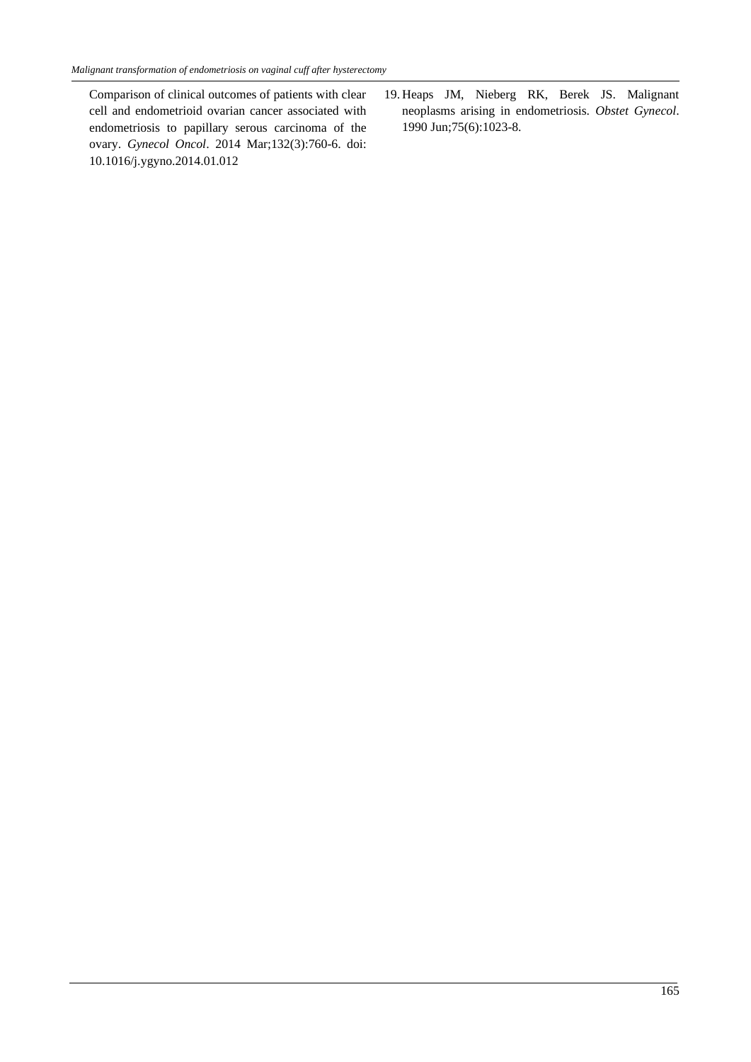Comparison of clinical outcomes of patients with clear cell and endometrioid ovarian cancer associated with endometriosis to papillary serous carcinoma of the ovary. *Gynecol Oncol*. 2014 Mar;132(3):760-6. doi: 10.1016/j.ygyno.2014.01.012

19. Heaps JM, Nieberg RK, Berek JS. Malignant neoplasms arising in endometriosis. *Obstet Gynecol*. 1990 Jun;75(6):1023-8.